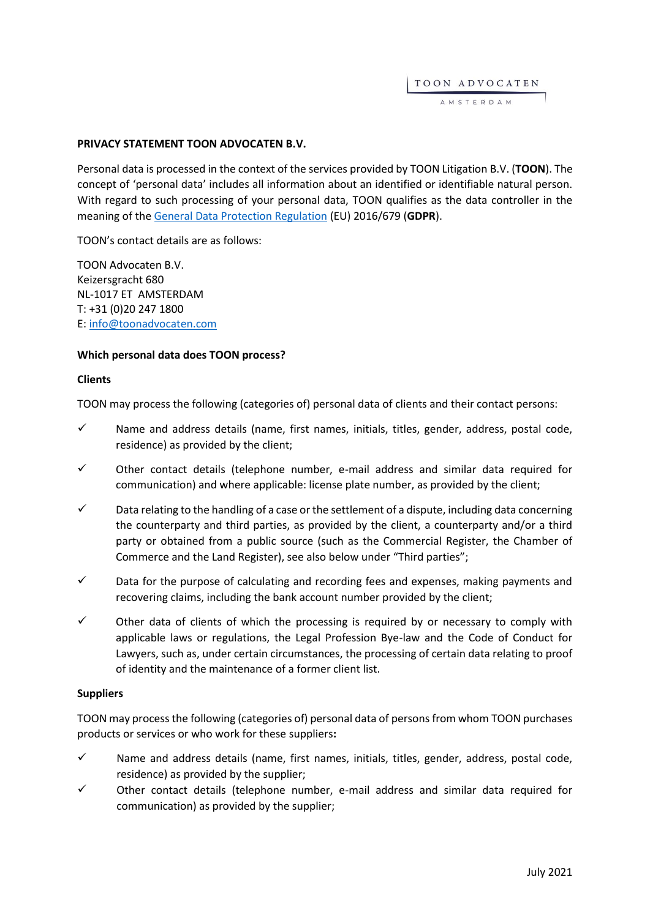# PRIVACY STATEMENT TOON ADVOCATEN B.V.

Personal data is processed in the context of the services provided by TOON Litigation B.V. (**TOON**). The concept of 'personal data' includes all information about an identified or identifiable natural person. With regard to such processing of your personal data, TOON qualifies as the data controller in the meaning of the General Data Protection Regulation (EU) 2016/679 (**GDPR**).

TOON's contact details are as follows:

TOON Advocaten B.V.  
Keizersgracht 680  
NL-1017 ET AMSTERDAM  
T: +31 (0)20 247 1800  
E: info@toonadvocaten.com

## Which personal data does TOON process?

### Clients

TOON may process the following (categories of) personal data of clients and their contact persons:

- ✓ Name and address details (name, first names, initials, titles, gender, address, postal code, residence) as provided by the client;
- ✓ Other contact details (telephone number, e-mail address and similar data required for communication) and where applicable: license plate number, as provided by the client;
- ✓ Data relating to the handling of a case or the settlement of a dispute, including data concerning the counterparty and third parties, as provided by the client, a counterparty and/or a third party or obtained from a public source (such as the Commercial Register, the Chamber of Commerce and the Land Register), see also below under "Third parties";
- ✓ Data for the purpose of calculating and recording fees and expenses, making payments and recovering claims, including the bank account number provided by the client;
- ✓ Other data of clients of which the processing is required by or necessary to comply with applicable laws or regulations, the Legal Profession Bye-law and the Code of Conduct for Lawyers, such as, under certain circumstances, the processing of certain data relating to proof of identity and the maintenance of a former client list.

### Suppliers

TOON may process the following (categories of) personal data of persons from whom TOON purchases products or services or who work for these suppliers**:**

- ✓ Name and address details (name, first names, initials, titles, gender, address, postal code, residence) as provided by the supplier;
- ✓ Other contact details (telephone number, e-mail address and similar data required for communication) as provided by the supplier;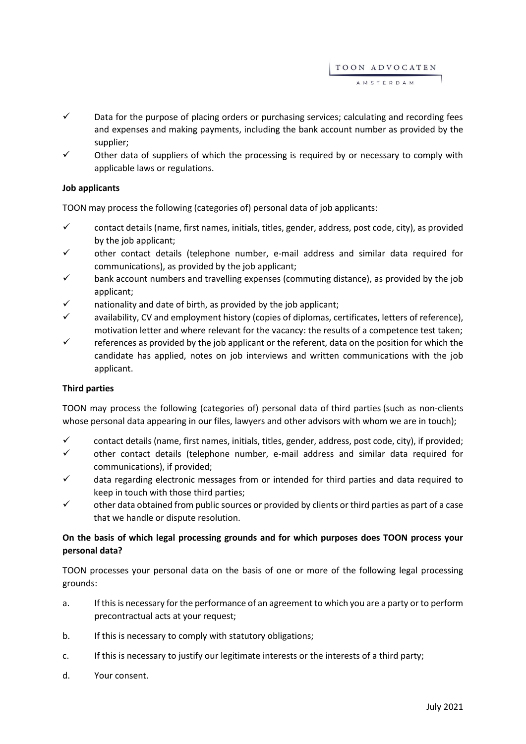- ✓ Data for the purpose of placing orders or purchasing services; calculating and recording fees and expenses and making payments, including the bank account number as provided by the supplier;
- ✓ Other data of suppliers of which the processing is required by or necessary to comply with applicable laws or regulations.

**Job applicants**

TOON may process the following (categories of) personal data of job applicants:

- ✓ contact details (name, first names, initials, titles, gender, address, post code, city), as provided by the job applicant;
- ✓ other contact details (telephone number, e-mail address and similar data required for communications), as provided by the job applicant;
- ✓ bank account numbers and travelling expenses (commuting distance), as provided by the job applicant;
- ✓ nationality and date of birth, as provided by the job applicant;
- ✓ availability, CV and employment history (copies of diplomas, certificates, letters of reference), motivation letter and where relevant for the vacancy: the results of a competence test taken;
- ✓ references as provided by the job applicant or the referent, data on the position for which the candidate has applied, notes on job interviews and written communications with the job applicant.

**Third parties**

TOON may process the following (categories of) personal data of third parties (such as non-clients whose personal data appearing in our files, lawyers and other advisors with whom we are in touch);

- ✓ contact details (name, first names, initials, titles, gender, address, post code, city), if provided;
- ✓ other contact details (telephone number, e-mail address and similar data required for communications), if provided;
- ✓ data regarding electronic messages from or intended for third parties and data required to keep in touch with those third parties;
- ✓ other data obtained from public sources or provided by clients or third parties as part of a case that we handle or dispute resolution.

**On the basis of which legal processing grounds and for which purposes does TOON process your personal data?**

TOON processes your personal data on the basis of one or more of the following legal processing grounds:

a. If this is necessary for the performance of an agreement to which you are a party or to perform precontractual acts at your request;

b. If this is necessary to comply with statutory obligations;

c. If this is necessary to justify our legitimate interests or the interests of a third party;

d. Your consent.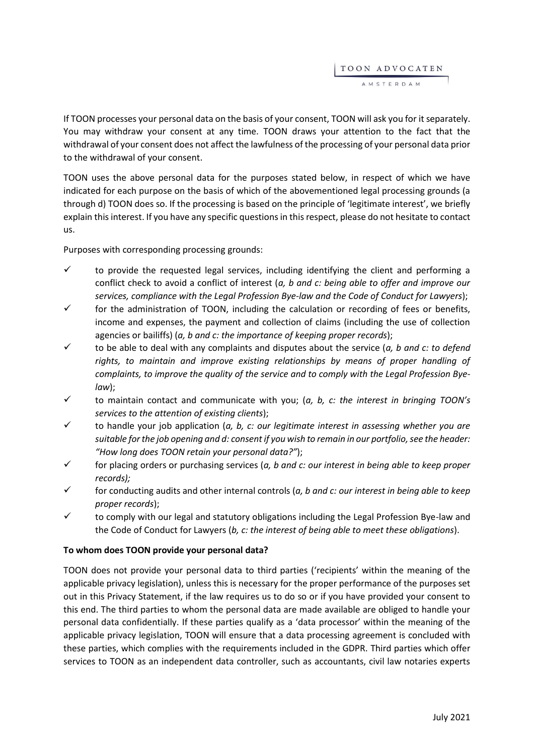If TOON processes your personal data on the basis of your consent, TOON will ask you for it separately. You may withdraw your consent at any time. TOON draws your attention to the fact that the withdrawal of your consent does not affect the lawfulness of the processing of your personal data prior to the withdrawal of your consent.

TOON uses the above personal data for the purposes stated below, in respect of which we have indicated for each purpose on the basis of which of the abovementioned legal processing grounds (a through d) TOON does so. If the processing is based on the principle of 'legitimate interest', we briefly explain this interest. If you have any specific questions in this respect, please do not hesitate to contact us.

Purposes with corresponding processing grounds:

- ✓ to provide the requested legal services, including identifying the client and performing a conflict check to avoid a conflict of interest (*a, b and c: being able to offer and improve our services, compliance with the Legal Profession Bye-law and the Code of Conduct for Lawyers*);
- ✓ for the administration of TOON, including the calculation or recording of fees or benefits, income and expenses, the payment and collection of claims (including the use of collection agencies or bailiffs) (*a, b and c: the importance of keeping proper records*);
- ✓ to be able to deal with any complaints and disputes about the service (*a, b and c: to defend rights, to maintain and improve existing relationships by means of proper handling of complaints, to improve the quality of the service and to comply with the Legal Profession Bye-law*);
- ✓ to maintain contact and communicate with you; (*a, b, c: the interest in bringing TOON's services to the attention of existing clients*);
- ✓ to handle your job application (*a, b, c: our legitimate interest in assessing whether you are suitable for the job opening and d: consent if you wish to remain in our portfolio, see the header: "How long does TOON retain your personal data?"*);
- ✓ for placing orders or purchasing services (*a, b and c: our interest in being able to keep proper records);*
- ✓ for conducting audits and other internal controls (*a, b and c: our interest in being able to keep proper records*);
- ✓ to comply with our legal and statutory obligations including the Legal Profession Bye-law and the Code of Conduct for Lawyers (*b, c: the interest of being able to meet these obligations*).

**To whom does TOON provide your personal data?**

TOON does not provide your personal data to third parties ('recipients' within the meaning of the applicable privacy legislation), unless this is necessary for the proper performance of the purposes set out in this Privacy Statement, if the law requires us to do so or if you have provided your consent to this end. The third parties to whom the personal data are made available are obliged to handle your personal data confidentially. If these parties qualify as a 'data processor' within the meaning of the applicable privacy legislation, TOON will ensure that a data processing agreement is concluded with these parties, which complies with the requirements included in the GDPR. Third parties which offer services to TOON as an independent data controller, such as accountants, civil law notaries experts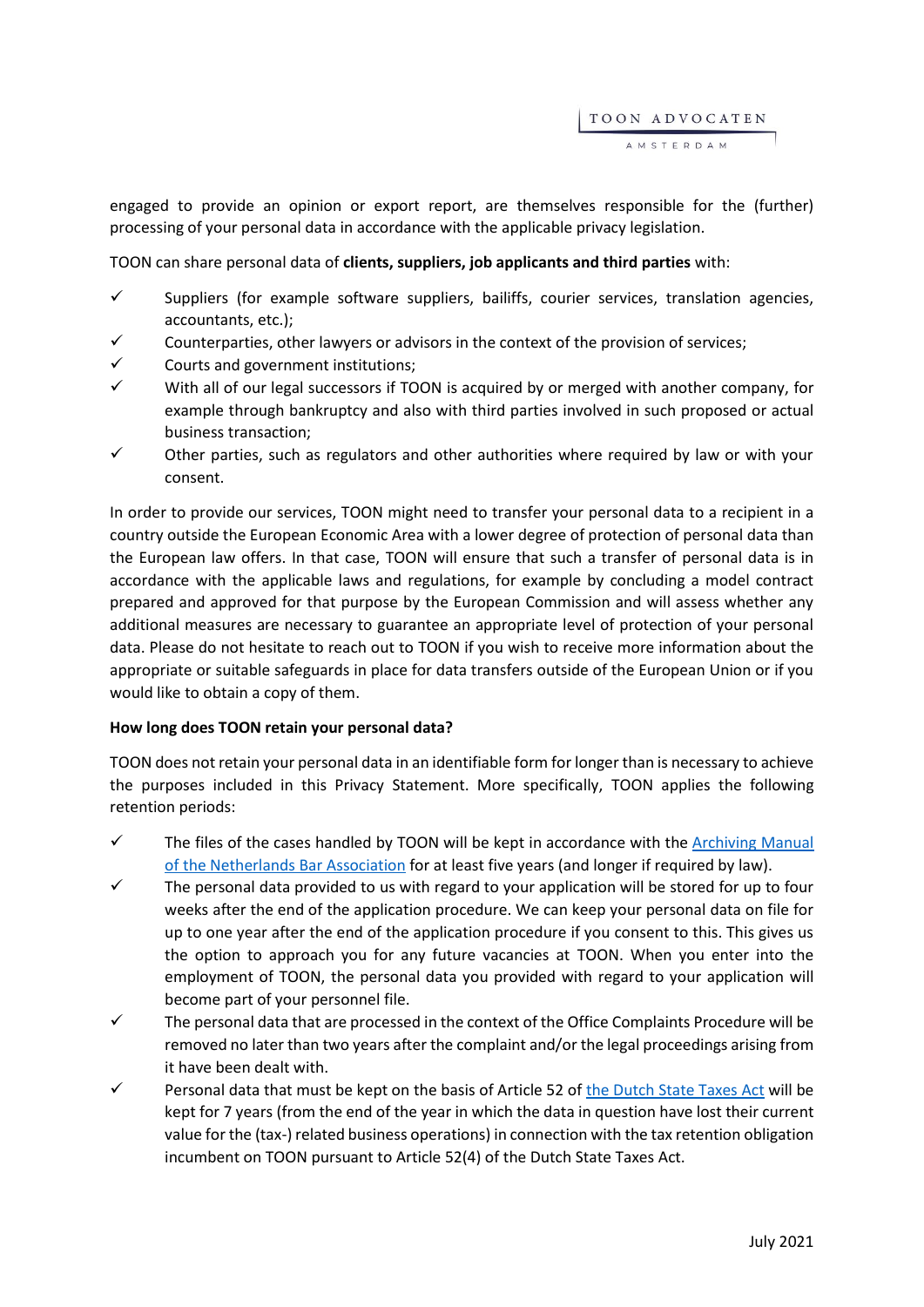engaged to provide an opinion or export report, are themselves responsible for the (further) processing of your personal data in accordance with the applicable privacy legislation.

TOON can share personal data of **clients, suppliers, job applicants and third parties** with:

- ✓ Suppliers (for example software suppliers, bailiffs, courier services, translation agencies, accountants, etc.);
- ✓ Counterparties, other lawyers or advisors in the context of the provision of services;
- ✓ Courts and government institutions;
- ✓ With all of our legal successors if TOON is acquired by or merged with another company, for example through bankruptcy and also with third parties involved in such proposed or actual business transaction;
- ✓ Other parties, such as regulators and other authorities where required by law or with your consent.

In order to provide our services, TOON might need to transfer your personal data to a recipient in a country outside the European Economic Area with a lower degree of protection of personal data than the European law offers. In that case, TOON will ensure that such a transfer of personal data is in accordance with the applicable laws and regulations, for example by concluding a model contract prepared and approved for that purpose by the European Commission and will assess whether any additional measures are necessary to guarantee an appropriate level of protection of your personal data. Please do not hesitate to reach out to TOON if you wish to receive more information about the appropriate or suitable safeguards in place for data transfers outside of the European Union or if you would like to obtain a copy of them.

**How long does TOON retain your personal data?**

TOON does not retain your personal data in an identifiable form for longer than is necessary to achieve the purposes included in this Privacy Statement. More specifically, TOON applies the following retention periods:

- ✓ The files of the cases handled by TOON will be kept in accordance with the Archiving Manual of the Netherlands Bar Association for at least five years (and longer if required by law).
- ✓ The personal data provided to us with regard to your application will be stored for up to four weeks after the end of the application procedure. We can keep your personal data on file for up to one year after the end of the application procedure if you consent to this. This gives us the option to approach you for any future vacancies at TOON. When you enter into the employment of TOON, the personal data you provided with regard to your application will become part of your personnel file.
- ✓ The personal data that are processed in the context of the Office Complaints Procedure will be removed no later than two years after the complaint and/or the legal proceedings arising from it have been dealt with.
- ✓ Personal data that must be kept on the basis of Article 52 of the Dutch State Taxes Act will be kept for 7 years (from the end of the year in which the data in question have lost their current value for the (tax-) related business operations) in connection with the tax retention obligation incumbent on TOON pursuant to Article 52(4) of the Dutch State Taxes Act.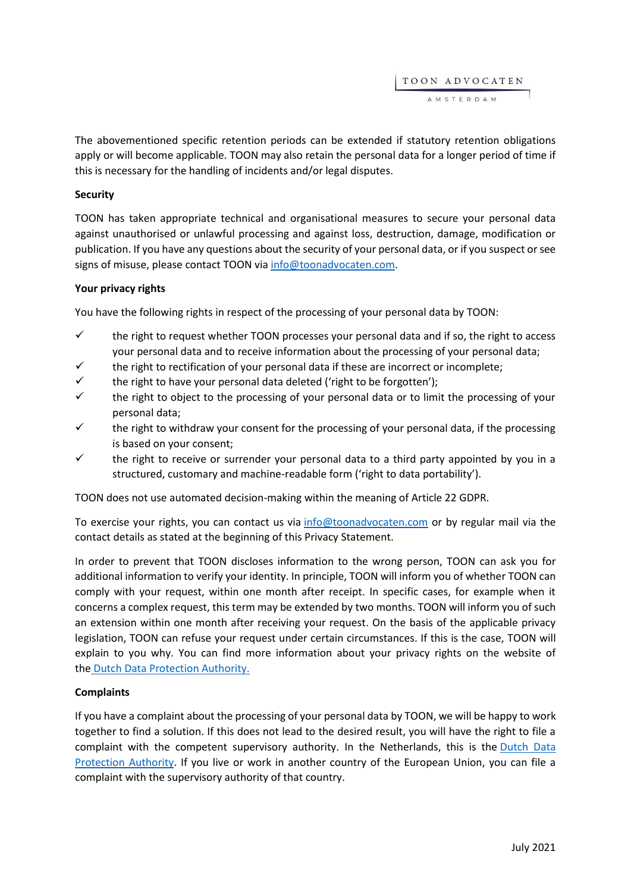The abovementioned specific retention periods can be extended if statutory retention obligations apply or will become applicable. TOON may also retain the personal data for a longer period of time if this is necessary for the handling of incidents and/or legal disputes.

**Security**

TOON has taken appropriate technical and organisational measures to secure your personal data against unauthorised or unlawful processing and against loss, destruction, damage, modification or publication. If you have any questions about the security of your personal data, or if you suspect or see signs of misuse, please contact TOON via info@toonadvocaten.com.

**Your privacy rights**

You have the following rights in respect of the processing of your personal data by TOON:

- ✓ the right to request whether TOON processes your personal data and if so, the right to access your personal data and to receive information about the processing of your personal data;
- ✓ the right to rectification of your personal data if these are incorrect or incomplete;
- ✓ the right to have your personal data deleted ('right to be forgotten');
- ✓ the right to object to the processing of your personal data or to limit the processing of your personal data;
- ✓ the right to withdraw your consent for the processing of your personal data, if the processing is based on your consent;
- ✓ the right to receive or surrender your personal data to a third party appointed by you in a structured, customary and machine-readable form ('right to data portability').

TOON does not use automated decision-making within the meaning of Article 22 GDPR.

To exercise your rights, you can contact us via info@toonadvocaten.com or by regular mail via the contact details as stated at the beginning of this Privacy Statement.

In order to prevent that TOON discloses information to the wrong person, TOON can ask you for additional information to verify your identity. In principle, TOON will inform you of whether TOON can comply with your request, within one month after receipt. In specific cases, for example when it concerns a complex request, this term may be extended by two months. TOON will inform you of such an extension within one month after receiving your request. On the basis of the applicable privacy legislation, TOON can refuse your request under certain circumstances. If this is the case, TOON will explain to you why. You can find more information about your privacy rights on the website of the Dutch Data Protection Authority.

**Complaints**

If you have a complaint about the processing of your personal data by TOON, we will be happy to work together to find a solution. If this does not lead to the desired result, you will have the right to file a complaint with the competent supervisory authority. In the Netherlands, this is the Dutch Data Protection Authority. If you live or work in another country of the European Union, you can file a complaint with the supervisory authority of that country.

July 2021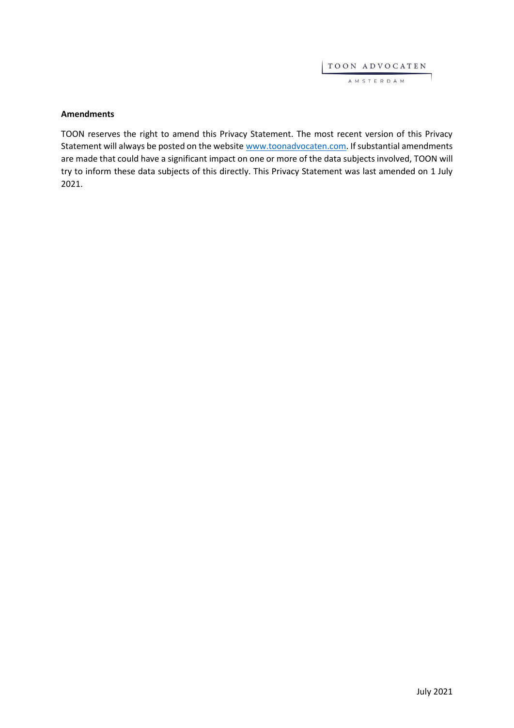**Amendments**

TOON reserves the right to amend this Privacy Statement. The most recent version of this Privacy Statement will always be posted on the website www.toonadvocaten.com. If substantial amendments are made that could have a significant impact on one or more of the data subjects involved, TOON will try to inform these data subjects of this directly. This Privacy Statement was last amended on 1 July 2021.